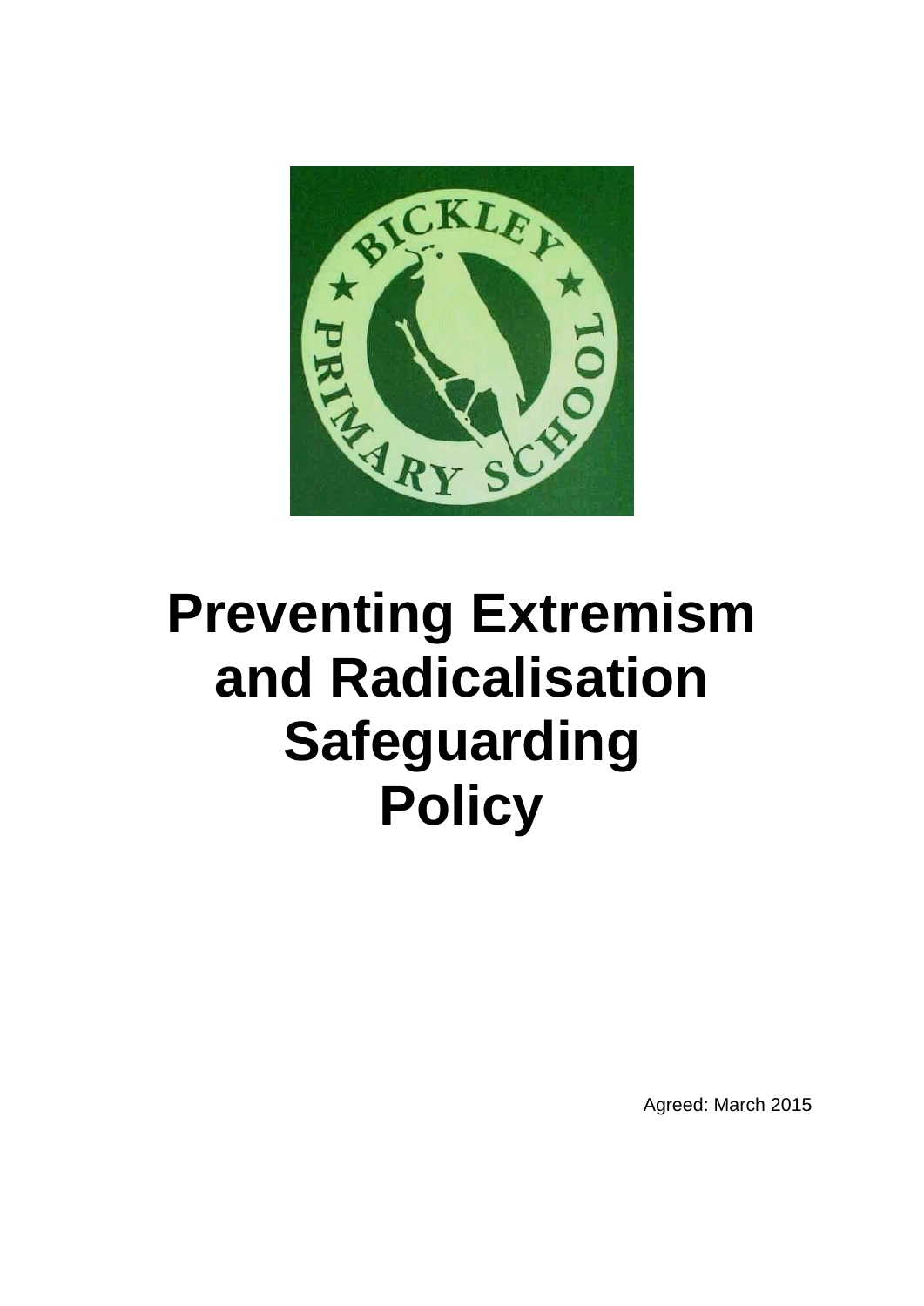# Preventing Extremism and Radicalisation Safeguarding Policy

Agreed: March 2015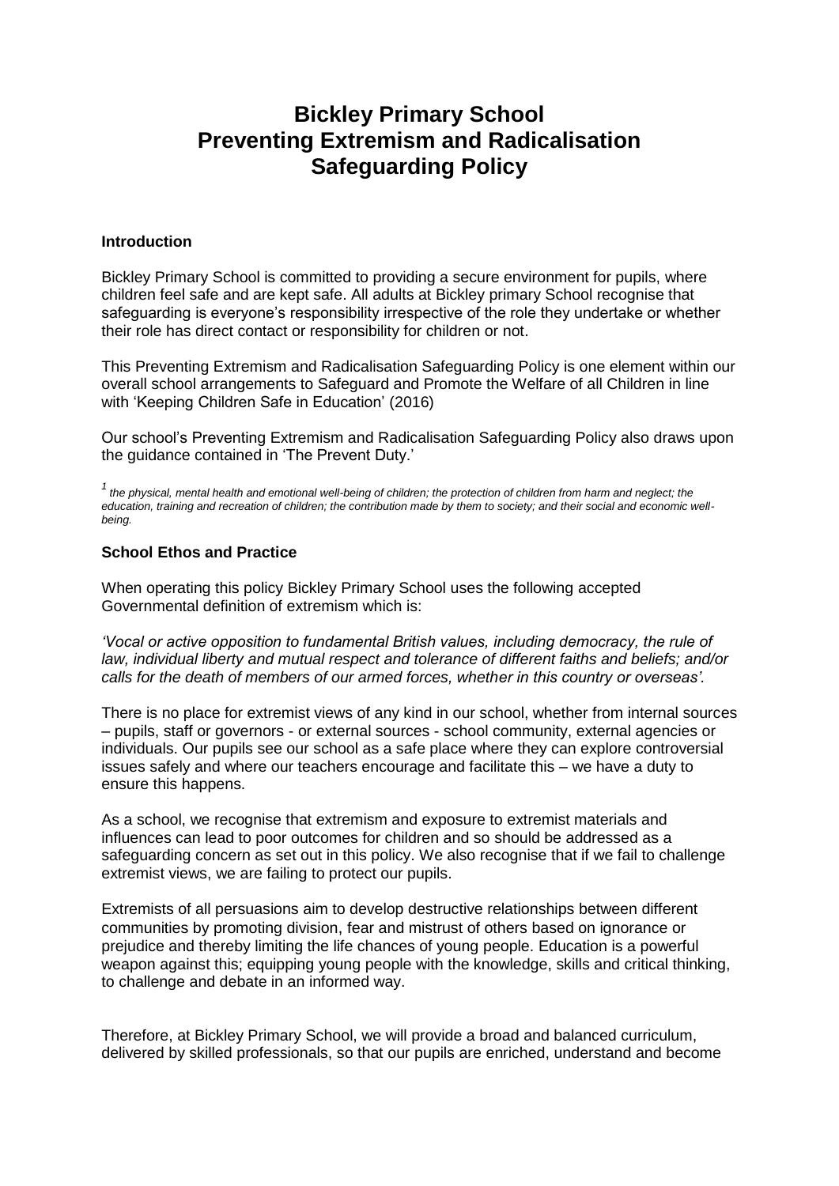# Bickley Primary School
# Preventing Extremism and Radicalisation
# Safeguarding Policy

### Introduction

Bickley Primary School is committed to providing a secure environment for pupils, where children feel safe and are kept safe. All adults at Bickley primary School recognise that safeguarding is everyone's responsibility irrespective of the role they undertake or whether their role has direct contact or responsibility for children or not.

This Preventing Extremism and Radicalisation Safeguarding Policy is one element within our overall school arrangements to Safeguard and Promote the Welfare of all Children in line with 'Keeping Children Safe in Education' (2016)

Our school's Preventing Extremism and Radicalisation Safeguarding Policy also draws upon the guidance contained in 'The Prevent Duty.'

[1] *the physical, mental health and emotional well-being of children; the protection of children from harm and neglect; the education, training and recreation of children; the contribution made by them to society; and their social and economic well-being.*

### School Ethos and Practice

When operating this policy Bickley Primary School uses the following accepted Governmental definition of extremism which is:

*'Vocal or active opposition to fundamental British values, including democracy, the rule of law, individual liberty and mutual respect and tolerance of different faiths and beliefs; and/or calls for the death of members of our armed forces, whether in this country or overseas'.*

There is no place for extremist views of any kind in our school, whether from internal sources – pupils, staff or governors - or external sources - school community, external agencies or individuals. Our pupils see our school as a safe place where they can explore controversial issues safely and where our teachers encourage and facilitate this – we have a duty to ensure this happens.

As a school, we recognise that extremism and exposure to extremist materials and influences can lead to poor outcomes for children and so should be addressed as a safeguarding concern as set out in this policy. We also recognise that if we fail to challenge extremist views, we are failing to protect our pupils.

Extremists of all persuasions aim to develop destructive relationships between different communities by promoting division, fear and mistrust of others based on ignorance or prejudice and thereby limiting the life chances of young people. Education is a powerful weapon against this; equipping young people with the knowledge, skills and critical thinking, to challenge and debate in an informed way.

Therefore, at Bickley Primary School, we will provide a broad and balanced curriculum, delivered by skilled professionals, so that our pupils are enriched, understand and become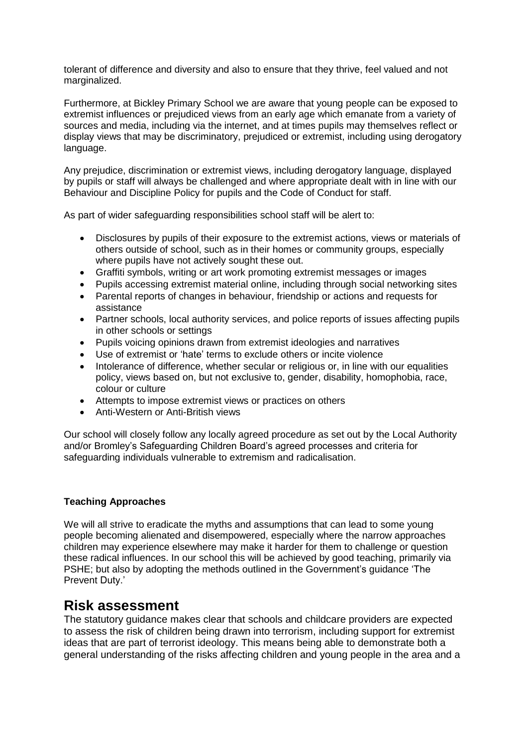tolerant of difference and diversity and also to ensure that they thrive, feel valued and not marginalized.

Furthermore, at Bickley Primary School we are aware that young people can be exposed to extremist influences or prejudiced views from an early age which emanate from a variety of sources and media, including via the internet, and at times pupils may themselves reflect or display views that may be discriminatory, prejudiced or extremist, including using derogatory language.

Any prejudice, discrimination or extremist views, including derogatory language, displayed by pupils or staff will always be challenged and where appropriate dealt with in line with our Behaviour and Discipline Policy for pupils and the Code of Conduct for staff.

As part of wider safeguarding responsibilities school staff will be alert to:

- Disclosures by pupils of their exposure to the extremist actions, views or materials of others outside of school, such as in their homes or community groups, especially where pupils have not actively sought these out.
- Graffiti symbols, writing or art work promoting extremist messages or images
- Pupils accessing extremist material online, including through social networking sites
- Parental reports of changes in behaviour, friendship or actions and requests for assistance
- Partner schools, local authority services, and police reports of issues affecting pupils in other schools or settings
- Pupils voicing opinions drawn from extremist ideologies and narratives
- Use of extremist or 'hate' terms to exclude others or incite violence
- Intolerance of difference, whether secular or religious or, in line with our equalities policy, views based on, but not exclusive to, gender, disability, homophobia, race, colour or culture
- Attempts to impose extremist views or practices on others
- Anti-Western or Anti-British views

Our school will closely follow any locally agreed procedure as set out by the Local Authority and/or Bromley's Safeguarding Children Board's agreed processes and criteria for safeguarding individuals vulnerable to extremism and radicalisation.

**Teaching Approaches**

We will all strive to eradicate the myths and assumptions that can lead to some young people becoming alienated and disempowered, especially where the narrow approaches children may experience elsewhere may make it harder for them to challenge or question these radical influences. In our school this will be achieved by good teaching, primarily via PSHE; but also by adopting the methods outlined in the Government's guidance 'The Prevent Duty.'

## Risk assessment

The statutory guidance makes clear that schools and childcare providers are expected to assess the risk of children being drawn into terrorism, including support for extremist ideas that are part of terrorist ideology. This means being able to demonstrate both a general understanding of the risks affecting children and young people in the area and a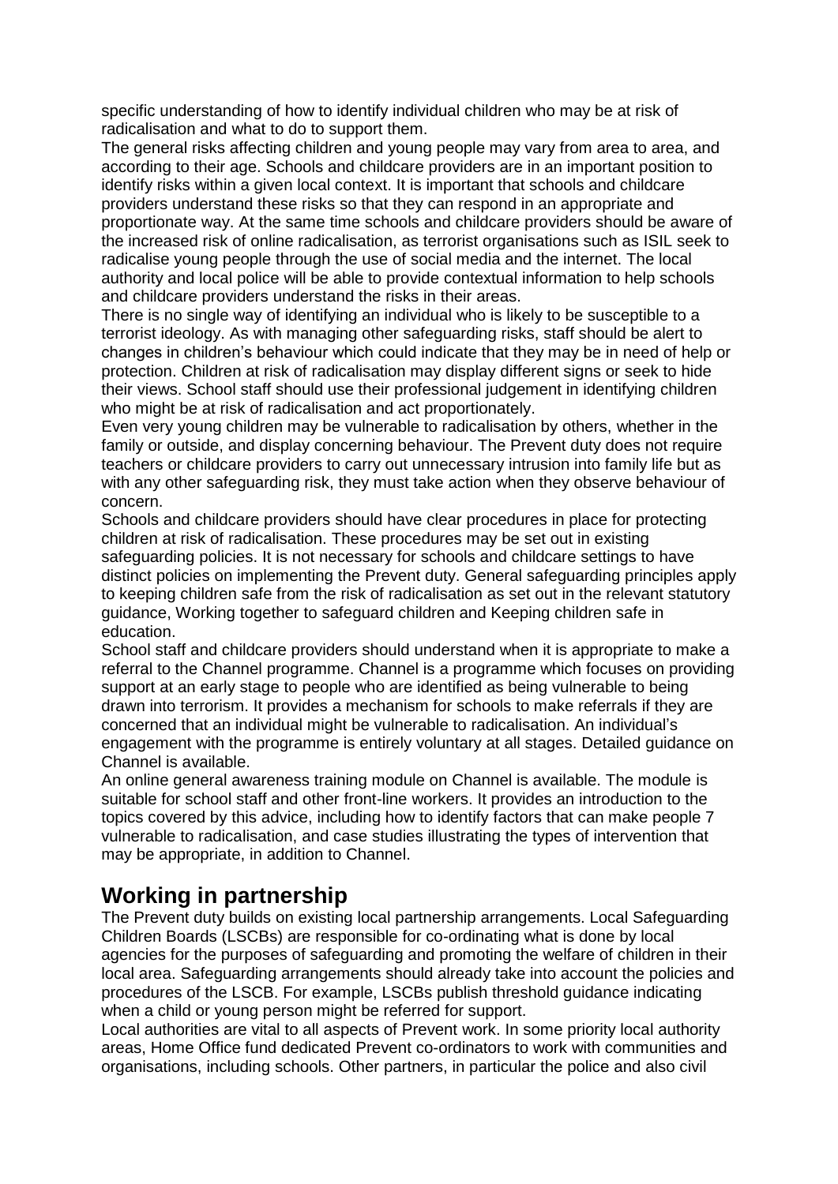specific understanding of how to identify individual children who may be at risk of radicalisation and what to do to support them.

The general risks affecting children and young people may vary from area to area, and according to their age. Schools and childcare providers are in an important position to identify risks within a given local context. It is important that schools and childcare providers understand these risks so that they can respond in an appropriate and proportionate way. At the same time schools and childcare providers should be aware of the increased risk of online radicalisation, as terrorist organisations such as ISIL seek to radicalise young people through the use of social media and the internet. The local authority and local police will be able to provide contextual information to help schools and childcare providers understand the risks in their areas.

There is no single way of identifying an individual who is likely to be susceptible to a terrorist ideology. As with managing other safeguarding risks, staff should be alert to changes in children's behaviour which could indicate that they may be in need of help or protection. Children at risk of radicalisation may display different signs or seek to hide their views. School staff should use their professional judgement in identifying children who might be at risk of radicalisation and act proportionately.

Even very young children may be vulnerable to radicalisation by others, whether in the family or outside, and display concerning behaviour. The Prevent duty does not require teachers or childcare providers to carry out unnecessary intrusion into family life but as with any other safeguarding risk, they must take action when they observe behaviour of concern.

Schools and childcare providers should have clear procedures in place for protecting children at risk of radicalisation. These procedures may be set out in existing safeguarding policies. It is not necessary for schools and childcare settings to have distinct policies on implementing the Prevent duty. General safeguarding principles apply to keeping children safe from the risk of radicalisation as set out in the relevant statutory guidance, Working together to safeguard children and Keeping children safe in education.

School staff and childcare providers should understand when it is appropriate to make a referral to the Channel programme. Channel is a programme which focuses on providing support at an early stage to people who are identified as being vulnerable to being drawn into terrorism. It provides a mechanism for schools to make referrals if they are concerned that an individual might be vulnerable to radicalisation. An individual's engagement with the programme is entirely voluntary at all stages. Detailed guidance on Channel is available.

An online general awareness training module on Channel is available. The module is suitable for school staff and other front-line workers. It provides an introduction to the topics covered by this advice, including how to identify factors that can make people 7 vulnerable to radicalisation, and case studies illustrating the types of intervention that may be appropriate, in addition to Channel.

## Working in partnership

The Prevent duty builds on existing local partnership arrangements. Local Safeguarding Children Boards (LSCBs) are responsible for co-ordinating what is done by local agencies for the purposes of safeguarding and promoting the welfare of children in their local area. Safeguarding arrangements should already take into account the policies and procedures of the LSCB. For example, LSCBs publish threshold guidance indicating when a child or young person might be referred for support.

Local authorities are vital to all aspects of Prevent work. In some priority local authority areas, Home Office fund dedicated Prevent co-ordinators to work with communities and organisations, including schools. Other partners, in particular the police and also civil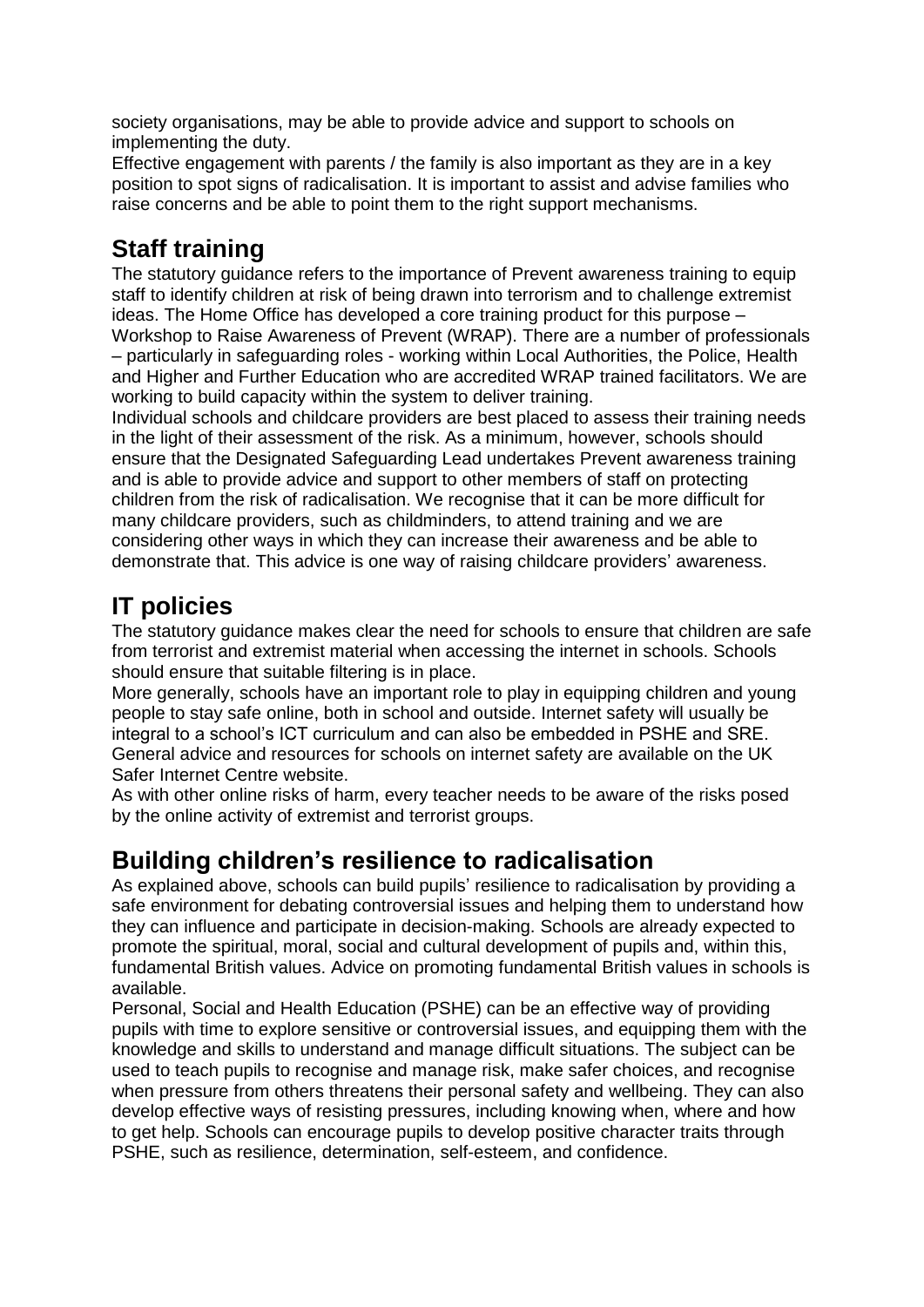society organisations, may be able to provide advice and support to schools on implementing the duty.

Effective engagement with parents / the family is also important as they are in a key position to spot signs of radicalisation. It is important to assist and advise families who raise concerns and be able to point them to the right support mechanisms.

## Staff training

The statutory guidance refers to the importance of Prevent awareness training to equip staff to identify children at risk of being drawn into terrorism and to challenge extremist ideas. The Home Office has developed a core training product for this purpose – Workshop to Raise Awareness of Prevent (WRAP). There are a number of professionals – particularly in safeguarding roles - working within Local Authorities, the Police, Health and Higher and Further Education who are accredited WRAP trained facilitators. We are working to build capacity within the system to deliver training.

Individual schools and childcare providers are best placed to assess their training needs in the light of their assessment of the risk. As a minimum, however, schools should ensure that the Designated Safeguarding Lead undertakes Prevent awareness training and is able to provide advice and support to other members of staff on protecting children from the risk of radicalisation. We recognise that it can be more difficult for many childcare providers, such as childminders, to attend training and we are considering other ways in which they can increase their awareness and be able to demonstrate that. This advice is one way of raising childcare providers' awareness.

## IT policies

The statutory guidance makes clear the need for schools to ensure that children are safe from terrorist and extremist material when accessing the internet in schools. Schools should ensure that suitable filtering is in place.

More generally, schools have an important role to play in equipping children and young people to stay safe online, both in school and outside. Internet safety will usually be integral to a school's ICT curriculum and can also be embedded in PSHE and SRE. General advice and resources for schools on internet safety are available on the UK Safer Internet Centre website.

As with other online risks of harm, every teacher needs to be aware of the risks posed by the online activity of extremist and terrorist groups.

## Building children's resilience to radicalisation

As explained above, schools can build pupils' resilience to radicalisation by providing a safe environment for debating controversial issues and helping them to understand how they can influence and participate in decision-making. Schools are already expected to promote the spiritual, moral, social and cultural development of pupils and, within this, fundamental British values. Advice on promoting fundamental British values in schools is available.

Personal, Social and Health Education (PSHE) can be an effective way of providing pupils with time to explore sensitive or controversial issues, and equipping them with the knowledge and skills to understand and manage difficult situations. The subject can be used to teach pupils to recognise and manage risk, make safer choices, and recognise when pressure from others threatens their personal safety and wellbeing. They can also develop effective ways of resisting pressures, including knowing when, where and how to get help. Schools can encourage pupils to develop positive character traits through PSHE, such as resilience, determination, self-esteem, and confidence.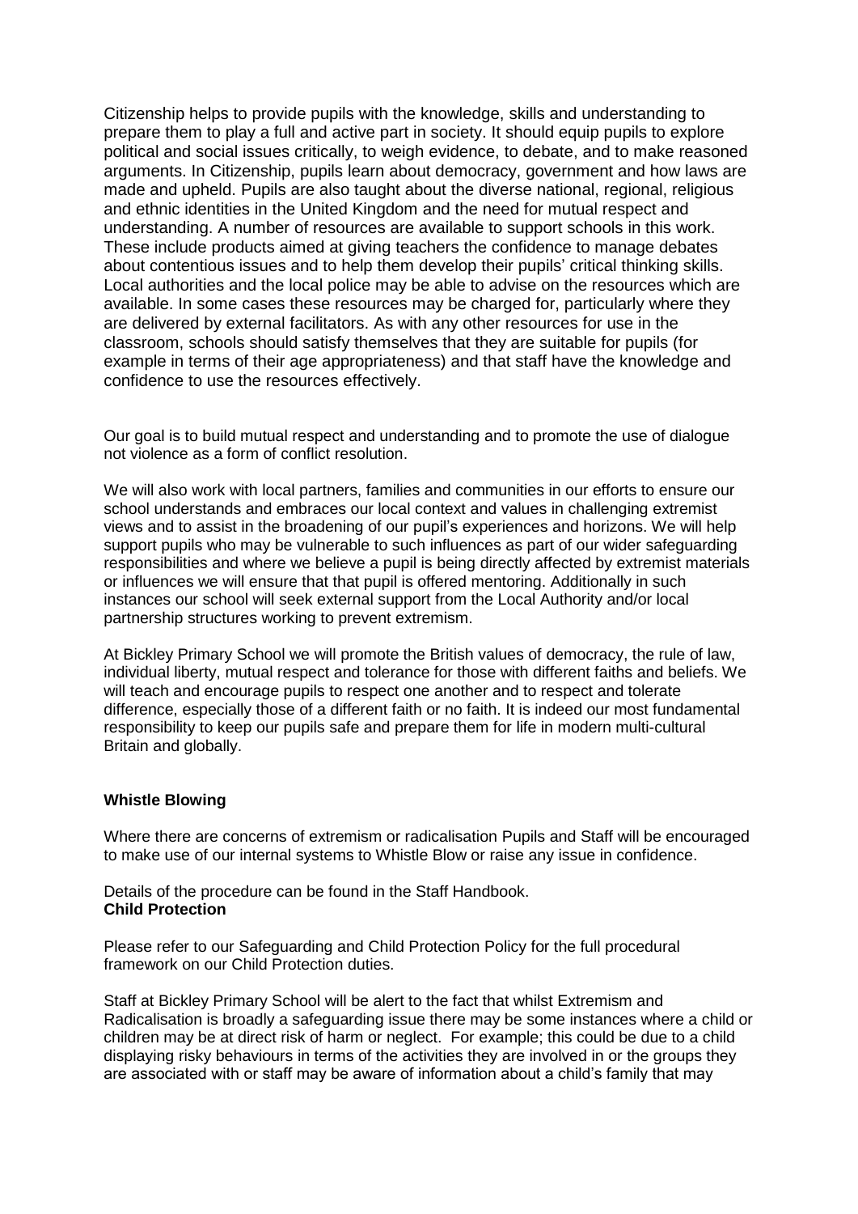Citizenship helps to provide pupils with the knowledge, skills and understanding to prepare them to play a full and active part in society. It should equip pupils to explore political and social issues critically, to weigh evidence, to debate, and to make reasoned arguments. In Citizenship, pupils learn about democracy, government and how laws are made and upheld. Pupils are also taught about the diverse national, regional, religious and ethnic identities in the United Kingdom and the need for mutual respect and understanding. A number of resources are available to support schools in this work. These include products aimed at giving teachers the confidence to manage debates about contentious issues and to help them develop their pupils' critical thinking skills. Local authorities and the local police may be able to advise on the resources which are available. In some cases these resources may be charged for, particularly where they are delivered by external facilitators. As with any other resources for use in the classroom, schools should satisfy themselves that they are suitable for pupils (for example in terms of their age appropriateness) and that staff have the knowledge and confidence to use the resources effectively.

Our goal is to build mutual respect and understanding and to promote the use of dialogue not violence as a form of conflict resolution.

We will also work with local partners, families and communities in our efforts to ensure our school understands and embraces our local context and values in challenging extremist views and to assist in the broadening of our pupil's experiences and horizons. We will help support pupils who may be vulnerable to such influences as part of our wider safeguarding responsibilities and where we believe a pupil is being directly affected by extremist materials or influences we will ensure that that pupil is offered mentoring. Additionally in such instances our school will seek external support from the Local Authority and/or local partnership structures working to prevent extremism.

At Bickley Primary School we will promote the British values of democracy, the rule of law, individual liberty, mutual respect and tolerance for those with different faiths and beliefs. We will teach and encourage pupils to respect one another and to respect and tolerate difference, especially those of a different faith or no faith. It is indeed our most fundamental responsibility to keep our pupils safe and prepare them for life in modern multi-cultural Britain and globally.

**Whistle Blowing**

Where there are concerns of extremism or radicalisation Pupils and Staff will be encouraged to make use of our internal systems to Whistle Blow or raise any issue in confidence.

Details of the procedure can be found in the Staff Handbook.

**Child Protection**

Please refer to our Safeguarding and Child Protection Policy for the full procedural framework on our Child Protection duties.

Staff at Bickley Primary School will be alert to the fact that whilst Extremism and Radicalisation is broadly a safeguarding issue there may be some instances where a child or children may be at direct risk of harm or neglect. For example; this could be due to a child displaying risky behaviours in terms of the activities they are involved in or the groups they are associated with or staff may be aware of information about a child's family that may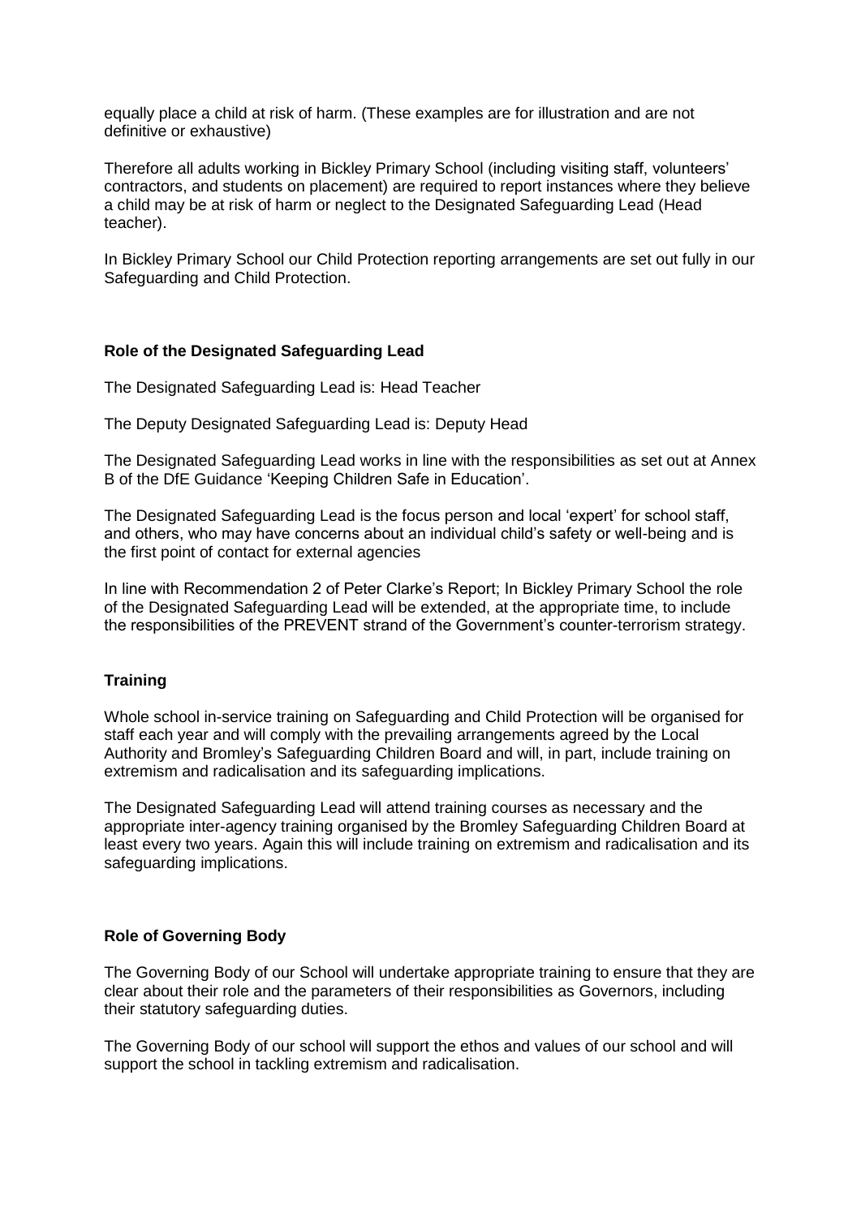equally place a child at risk of harm. (These examples are for illustration and are not definitive or exhaustive)

Therefore all adults working in Bickley Primary School (including visiting staff, volunteers' contractors, and students on placement) are required to report instances where they believe a child may be at risk of harm or neglect to the Designated Safeguarding Lead (Head teacher).

In Bickley Primary School our Child Protection reporting arrangements are set out fully in our Safeguarding and Child Protection.

**Role of the Designated Safeguarding Lead**

The Designated Safeguarding Lead is: Head Teacher

The Deputy Designated Safeguarding Lead is: Deputy Head

The Designated Safeguarding Lead works in line with the responsibilities as set out at Annex B of the DfE Guidance 'Keeping Children Safe in Education'.

The Designated Safeguarding Lead is the focus person and local 'expert' for school staff, and others, who may have concerns about an individual child's safety or well-being and is the first point of contact for external agencies

In line with Recommendation 2 of Peter Clarke's Report; In Bickley Primary School the role of the Designated Safeguarding Lead will be extended, at the appropriate time, to include the responsibilities of the PREVENT strand of the Government's counter-terrorism strategy.

**Training**

Whole school in-service training on Safeguarding and Child Protection will be organised for staff each year and will comply with the prevailing arrangements agreed by the Local Authority and Bromley's Safeguarding Children Board and will, in part, include training on extremism and radicalisation and its safeguarding implications.

The Designated Safeguarding Lead will attend training courses as necessary and the appropriate inter-agency training organised by the Bromley Safeguarding Children Board at least every two years. Again this will include training on extremism and radicalisation and its safeguarding implications.

**Role of Governing Body**

The Governing Body of our School will undertake appropriate training to ensure that they are clear about their role and the parameters of their responsibilities as Governors, including their statutory safeguarding duties.

The Governing Body of our school will support the ethos and values of our school and will support the school in tackling extremism and radicalisation.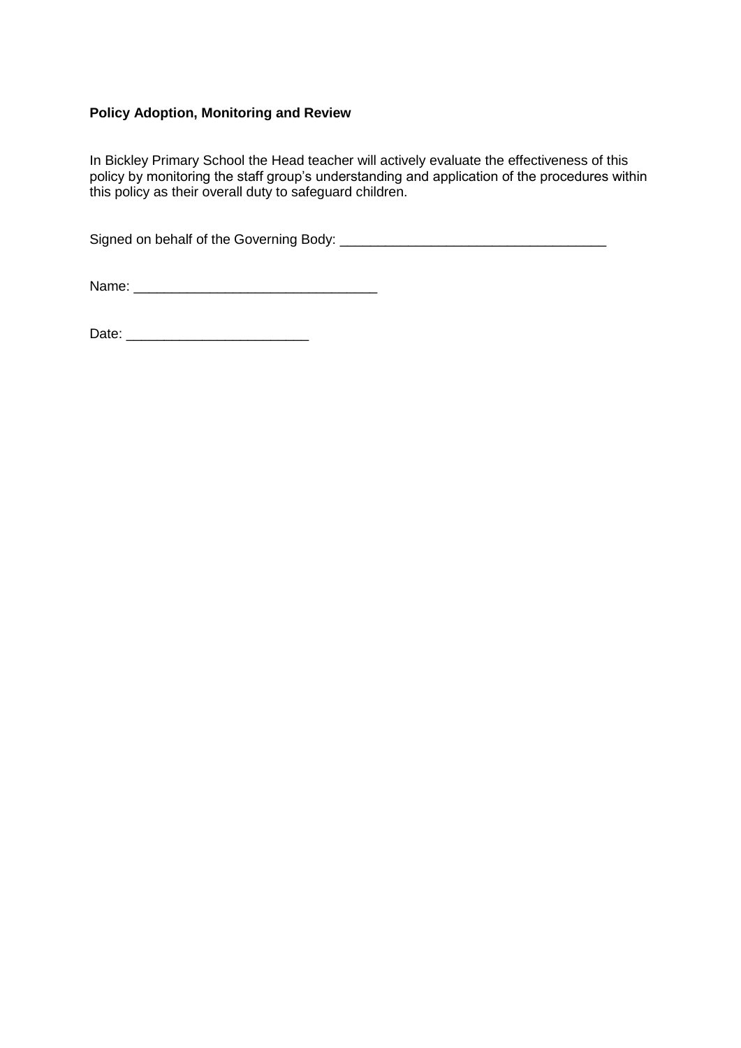**Policy Adoption, Monitoring and Review**

In Bickley Primary School the Head teacher will actively evaluate the effectiveness of this policy by monitoring the staff group's understanding and application of the procedures within this policy as their overall duty to safeguard children.

Signed on behalf of the Governing Body: ___________________________________

Name: ________________________________

Date: ________________________